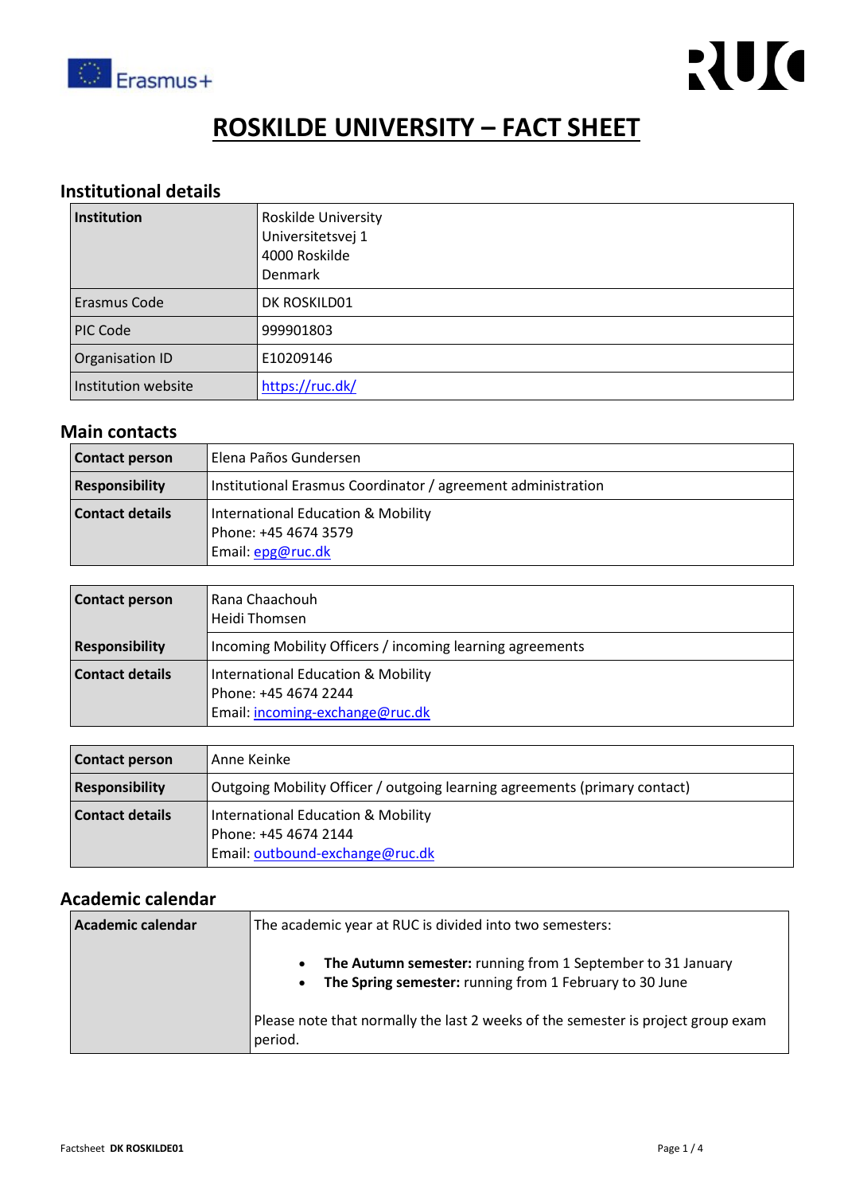# ROSKILDE UNIVERSITY – FACT SHEET

## Institutional details

| **Institution** | Roskilde University<br>Universitetsvej 1<br>4000 Roskilde<br>Denmark |
|---|---|
| Erasmus Code | DK ROSKILD01 |
| PIC Code | 999901803 |
| Organisation ID | E10209146 |
| Institution website | https://ruc.dk/ |

## Main contacts

| **Contact person** | Elena Paños Gundersen |
|---|---|
| **Responsibility** | Institutional Erasmus Coordinator / agreement administration |
| **Contact details** | International Education & Mobility<br>Phone: +45 4674 3579<br>Email: epg@ruc.dk |

| **Contact person** | Rana Chaachouh<br>Heidi Thomsen |
|---|---|
| **Responsibility** | Incoming Mobility Officers / incoming learning agreements |
| **Contact details** | International Education & Mobility<br>Phone: +45 4674 2244<br>Email: incoming-exchange@ruc.dk |

| **Contact person** | Anne Keinke |
|---|---|
| **Responsibility** | Outgoing Mobility Officer / outgoing learning agreements (primary contact) |
| **Contact details** | International Education & Mobility<br>Phone: +45 4674 2144<br>Email: outbound-exchange@ruc.dk |

## Academic calendar

| **Academic calendar** | The academic year at RUC is divided into two semesters:<br><br>• **The Autumn semester:** running from 1 September to 31 January<br>• **The Spring semester:** running from 1 February to 30 June<br><br>Please note that normally the last 2 weeks of the semester is project group exam period. |
|---|---|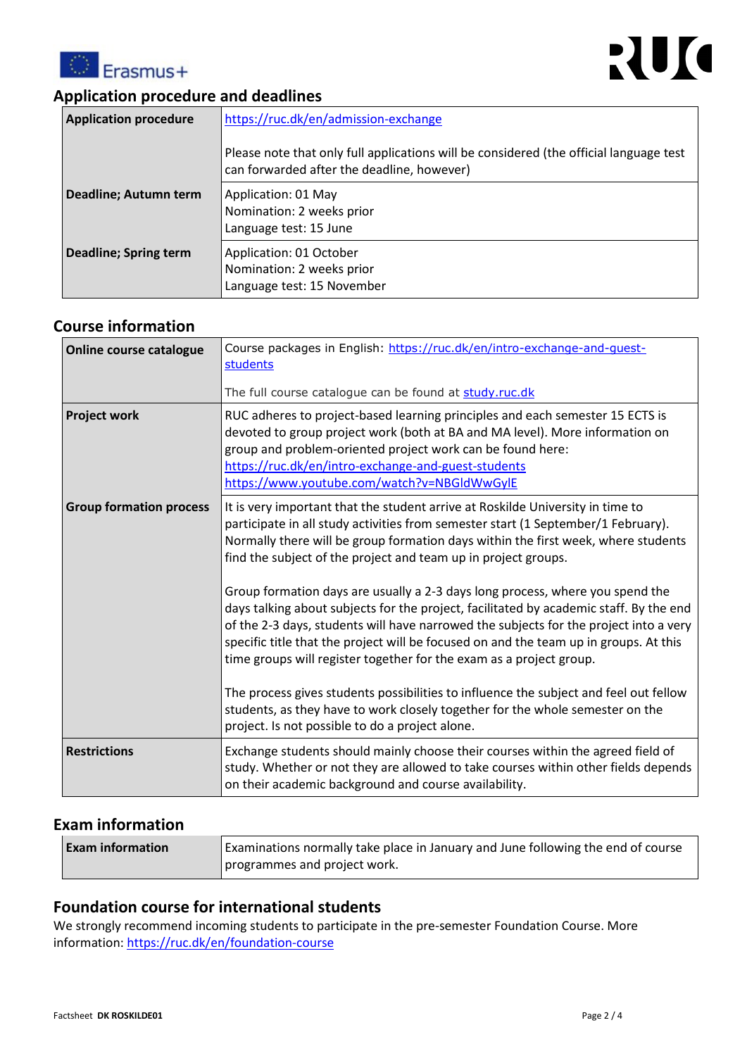## Application procedure and deadlines

| | |
|---|---|
| **Application procedure** | https://ruc.dk/en/admission-exchange<br><br>Please note that only full applications will be considered (the official language test can forwarded after the deadline, however) |
| **Deadline; Autumn term** | Application: 01 May<br>Nomination: 2 weeks prior<br>Language test: 15 June |
| **Deadline; Spring term** | Application: 01 October<br>Nomination: 2 weeks prior<br>Language test: 15 November |

## Course information

| | |
|---|---|
| **Online course catalogue** | Course packages in English: https://ruc.dk/en/intro-exchange-and-guest-students<br><br>The full course catalogue can be found at study.ruc.dk |
| **Project work** | RUC adheres to project-based learning principles and each semester 15 ECTS is devoted to group project work (both at BA and MA level). More information on group and problem-oriented project work can be found here:<br>https://ruc.dk/en/intro-exchange-and-guest-students<br>https://www.youtube.com/watch?v=NBGldWwGylE |
| **Group formation process** | It is very important that the student arrive at Roskilde University in time to participate in all study activities from semester start (1 September/1 February). Normally there will be group formation days within the first week, where students find the subject of the project and team up in project groups.<br><br>Group formation days are usually a 2-3 days long process, where you spend the days talking about subjects for the project, facilitated by academic staff. By the end of the 2-3 days, students will have narrowed the subjects for the project into a very specific title that the project will be focused on and the team up in groups. At this time groups will register together for the exam as a project group.<br><br>The process gives students possibilities to influence the subject and feel out fellow students, as they have to work closely together for the whole semester on the project. Is not possible to do a project alone. |
| **Restrictions** | Exchange students should mainly choose their courses within the agreed field of study. Whether or not they are allowed to take courses within other fields depends on their academic background and course availability. |

## Exam information

| | |
|---|---|
| **Exam information** | Examinations normally take place in January and June following the end of course programmes and project work. |

## Foundation course for international students

We strongly recommend incoming students to participate in the pre-semester Foundation Course. More information: https://ruc.dk/en/foundation-course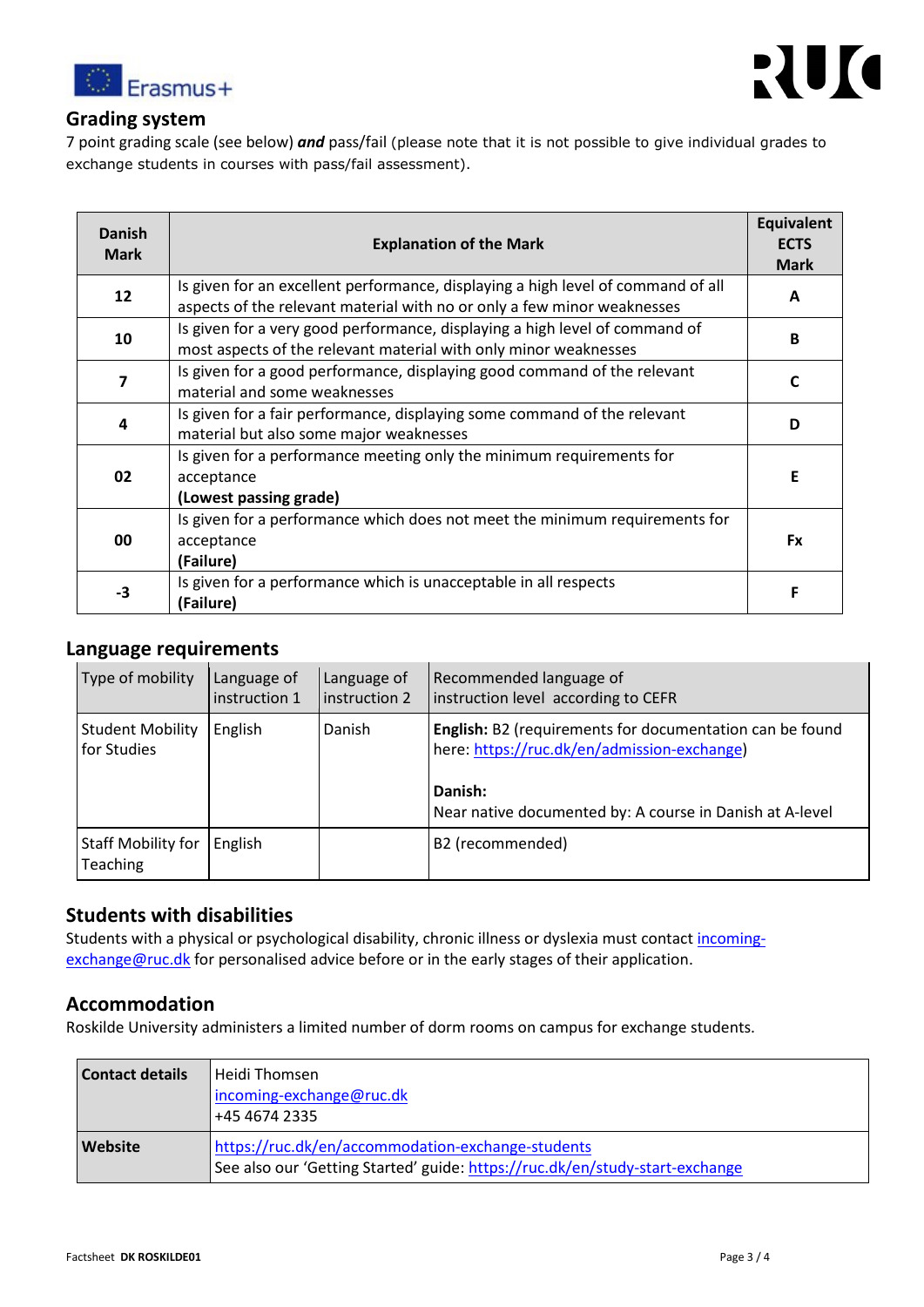## Grading system

7 point grading scale (see below) ***and*** pass/fail (please note that it is not possible to give individual grades to exchange students in courses with pass/fail assessment).

| Danish Mark | Explanation of the Mark | Equivalent ECTS Mark |
|---|---|---|
| 12 | Is given for an excellent performance, displaying a high level of command of all aspects of the relevant material with no or only a few minor weaknesses | A |
| 10 | Is given for a very good performance, displaying a high level of command of most aspects of the relevant material with only minor weaknesses | B |
| 7 | Is given for a good performance, displaying good command of the relevant material and some weaknesses | C |
| 4 | Is given for a fair performance, displaying some command of the relevant material but also some major weaknesses | D |
| 02 | Is given for a performance meeting only the minimum requirements for acceptance **(Lowest passing grade)** | E |
| 00 | Is given for a performance which does not meet the minimum requirements for acceptance **(Failure)** | Fx |
| -3 | Is given for a performance which is unacceptable in all respects **(Failure)** | F |

## Language requirements

| Type of mobility | Language of instruction 1 | Language of instruction 2 | Recommended language of instruction level according to CEFR |
|---|---|---|---|
| Student Mobility for Studies | English | Danish | **English:** B2 (requirements for documentation can be found here: https://ruc.dk/en/admission-exchange) **Danish:** Near native documented by: A course in Danish at A-level |
| Staff Mobility for Teaching | English | | B2 (recommended) |

## Students with disabilities

Students with a physical or psychological disability, chronic illness or dyslexia must contact incoming-exchange@ruc.dk for personalised advice before or in the early stages of their application.

## Accommodation

Roskilde University administers a limited number of dorm rooms on campus for exchange students.

| **Contact details** | Heidi Thomsen<br>incoming-exchange@ruc.dk<br>+45 4674 2335 |
|---|---|
| **Website** | https://ruc.dk/en/accommodation-exchange-students<br>See also our 'Getting Started' guide: https://ruc.dk/en/study-start-exchange |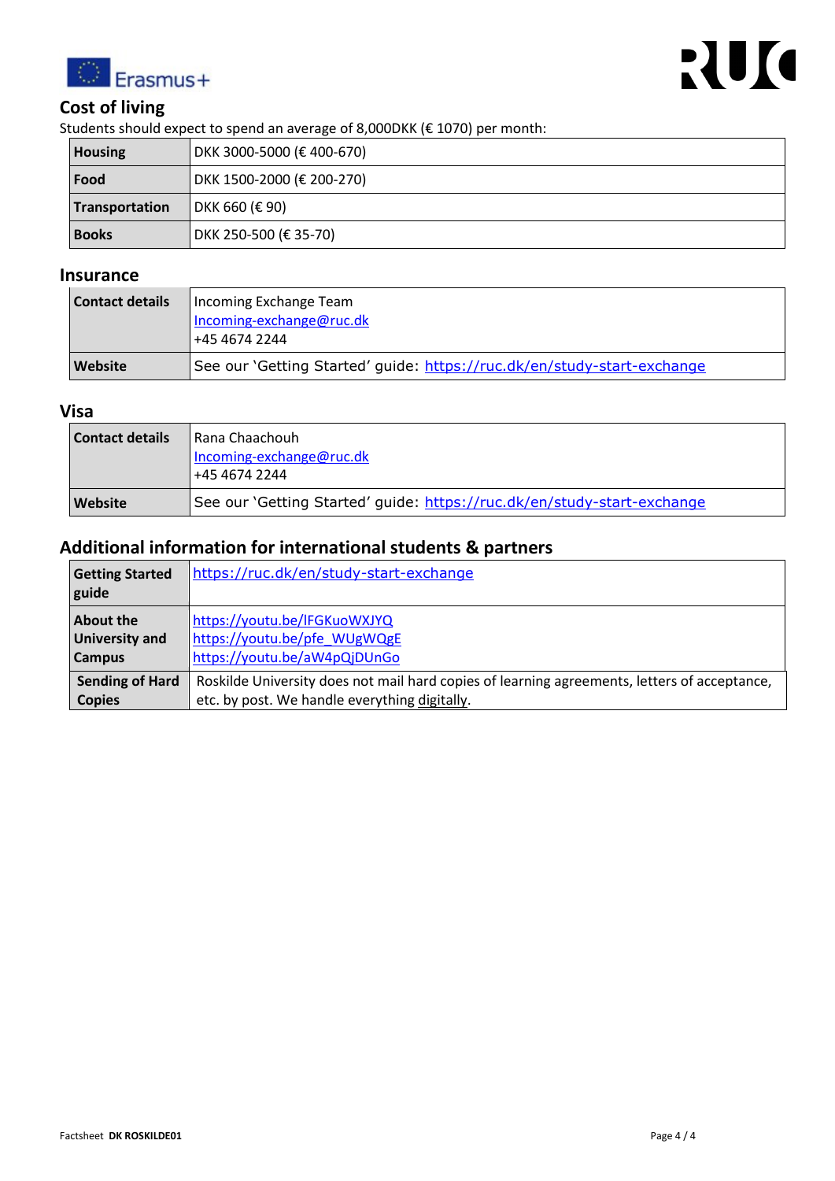## Cost of living

Students should expect to spend an average of 8,000DKK (€ 1070) per month:

| | |
|---|---|
| **Housing** | DKK 3000-5000 (€ 400-670) |
| **Food** | DKK 1500-2000 (€ 200-270) |
| **Transportation** | DKK 660 (€ 90) |
| **Books** | DKK 250-500 (€ 35-70) |

## Insurance

| | |
|---|---|
| **Contact details** | Incoming Exchange Team<br>Incoming-exchange@ruc.dk<br>+45 4674 2244 |
| **Website** | See our 'Getting Started' guide: https://ruc.dk/en/study-start-exchange |

## Visa

| | |
|---|---|
| **Contact details** | Rana Chaachouh<br>Incoming-exchange@ruc.dk<br>+45 4674 2244 |
| **Website** | See our 'Getting Started' guide: https://ruc.dk/en/study-start-exchange |

## Additional information for international students & partners

| | |
|---|---|
| **Getting Started guide** | https://ruc.dk/en/study-start-exchange |
| **About the University and Campus** | https://youtu.be/lFGKuoWXJYQ<br>https://youtu.be/pfe_WUgWQgE<br>https://youtu.be/aW4pQjDUnGo |
| **Sending of Hard Copies** | Roskilde University does not mail hard copies of learning agreements, letters of acceptance, etc. by post. We handle everything digitally. |